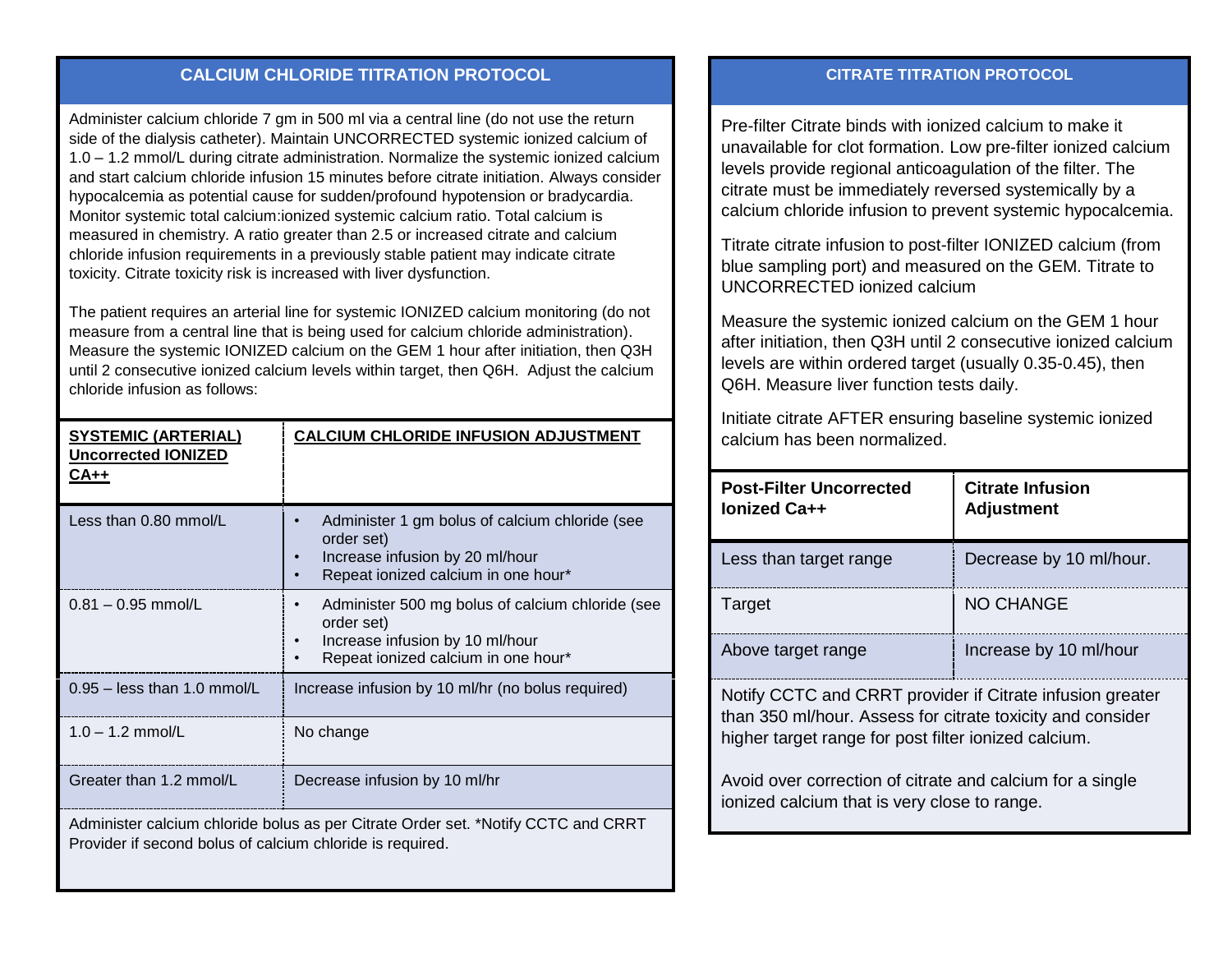## CALCIUM CHLORIDE TITRATION PROTOCOL

Administer calcium chloride 7 gm in 500 ml via a central line (do not use the return side of the dialysis catheter). Maintain UNCORRECTED systemic ionized calcium of 1.0 – 1.2 mmol/L during citrate administration. Normalize the systemic ionized calcium and start calcium chloride infusion 15 minutes before citrate initiation. Always consider hypocalcemia as potential cause for sudden/profound hypotension or bradycardia. Monitor systemic total calcium:ionized systemic calcium ratio. Total calcium is measured in chemistry. A ratio greater than 2.5 or increased citrate and calcium chloride infusion requirements in a previously stable patient may indicate citrate toxicity. Citrate toxicity risk is increased with liver dysfunction.

The patient requires an arterial line for systemic IONIZED calcium monitoring (do not measure from a central line that is being used for calcium chloride administration). Measure the systemic IONIZED calcium on the GEM 1 hour after initiation, then Q3H until 2 consecutive ionized calcium levels within target, then Q6H. Adjust the calcium chloride infusion as follows:

| SYSTEMIC (ARTERIAL) Uncorrected IONIZED CA++ | CALCIUM CHLORIDE INFUSION ADJUSTMENT |
| --- | --- |
| Less than 0.80 mmol/L | • Administer 1 gm bolus of calcium chloride (see order set)<br>• Increase infusion by 20 ml/hour<br>• Repeat ionized calcium in one hour* |
| 0.81 – 0.95 mmol/L | • Administer 500 mg bolus of calcium chloride (see order set)<br>• Increase infusion by 10 ml/hour<br>• Repeat ionized calcium in one hour* |
| 0.95 – less than 1.0 mmol/L | Increase infusion by 10 ml/hr (no bolus required) |
| 1.0 – 1.2 mmol/L | No change |
| Greater than 1.2 mmol/L | Decrease infusion by 10 ml/hr |

Administer calcium chloride bolus as per Citrate Order set. *Notify CCTC and CRRT Provider if second bolus of calcium chloride is required.

## CITRATE TITRATION PROTOCOL

Pre-filter Citrate binds with ionized calcium to make it unavailable for clot formation. Low pre-filter ionized calcium levels provide regional anticoagulation of the filter. The citrate must be immediately reversed systemically by a calcium chloride infusion to prevent systemic hypocalcemia.

Titrate citrate infusion to post-filter IONIZED calcium (from blue sampling port) and measured on the GEM. Titrate to UNCORRECTED ionized calcium

Measure the systemic ionized calcium on the GEM 1 hour after initiation, then Q3H until 2 consecutive ionized calcium levels are within ordered target (usually 0.35-0.45), then Q6H. Measure liver function tests daily.

Initiate citrate AFTER ensuring baseline systemic ionized calcium has been normalized.

| Post-Filter Uncorrected Ionized Ca++ | Citrate Infusion Adjustment |
| --- | --- |
| Less than target range | Decrease by 10 ml/hour. |
| Target | NO CHANGE |
| Above target range | Increase by 10 ml/hour |

Notify CCTC and CRRT provider if Citrate infusion greater than 350 ml/hour. Assess for citrate toxicity and consider higher target range for post filter ionized calcium.

Avoid over correction of citrate and calcium for a single ionized calcium that is very close to range.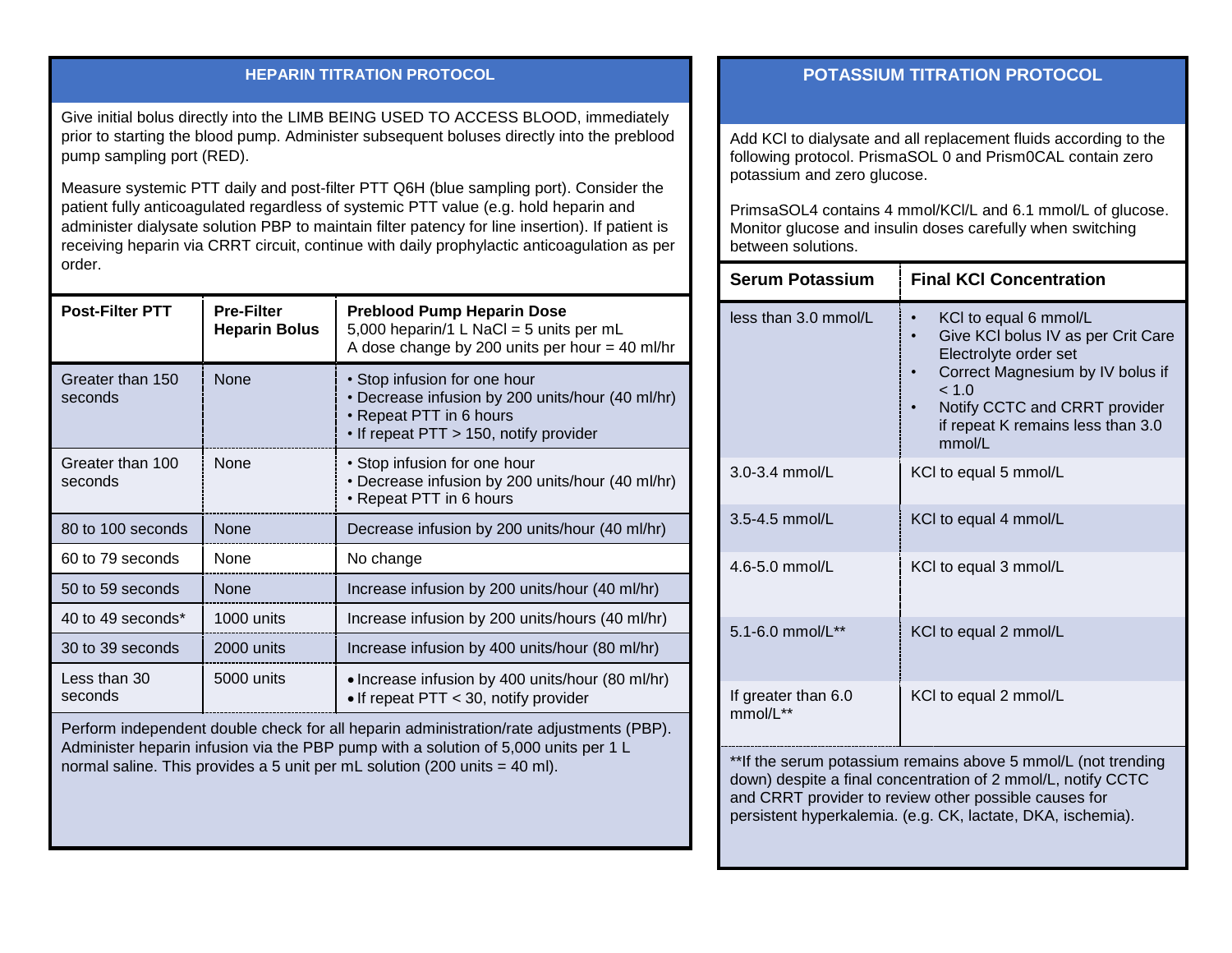## HEPARIN TITRATION PROTOCOL

Give initial bolus directly into the LIMB BEING USED TO ACCESS BLOOD, immediately prior to starting the blood pump. Administer subsequent boluses directly into the preblood pump sampling port (RED).

Measure systemic PTT daily and post-filter PTT Q6H (blue sampling port). Consider the patient fully anticoagulated regardless of systemic PTT value (e.g. hold heparin and administer dialysate solution PBP to maintain filter patency for line insertion). If patient is receiving heparin via CRRT circuit, continue with daily prophylactic anticoagulation as per order.

| Post-Filter PTT | Pre-Filter Heparin Bolus | Preblood Pump Heparin Dose<br>5,000 heparin/1 L NaCl = 5 units per mL<br>A dose change by 200 units per hour = 40 ml/hr |
|---|---|---|
| Greater than 150 seconds | None | • Stop infusion for one hour<br>• Decrease infusion by 200 units/hour (40 ml/hr)<br>• Repeat PTT in 6 hours<br>• If repeat PTT > 150, notify provider |
| Greater than 100 seconds | None | • Stop infusion for one hour<br>• Decrease infusion by 200 units/hour (40 ml/hr)<br>• Repeat PTT in 6 hours |
| 80 to 100 seconds | None | Decrease infusion by 200 units/hour (40 ml/hr) |
| 60 to 79 seconds | None | No change |
| 50 to 59 seconds | None | Increase infusion by 200 units/hour (40 ml/hr) |
| 40 to 49 seconds* | 1000 units | Increase infusion by 200 units/hours (40 ml/hr) |
| 30 to 39 seconds | 2000 units | Increase infusion by 400 units/hour (80 ml/hr) |
| Less than 30 seconds | 5000 units | • Increase infusion by 400 units/hour (80 ml/hr)<br>• If repeat PTT < 30, notify provider |

Perform independent double check for all heparin administration/rate adjustments (PBP). Administer heparin infusion via the PBP pump with a solution of 5,000 units per 1 L normal saline. This provides a 5 unit per mL solution (200 units = 40 ml).

## POTASSIUM TITRATION PROTOCOL

Add KCl to dialysate and all replacement fluids according to the following protocol. PrismaSOL 0 and Prism0CAL contain zero potassium and zero glucose.

PrimsaSOL4 contains 4 mmol/KCl/L and 6.1 mmol/L of glucose. Monitor glucose and insulin doses carefully when switching between solutions.

| Serum Potassium | Final KCl Concentration |
|---|---|
| less than 3.0 mmol/L | • KCl to equal 6 mmol/L<br>• Give KCl bolus IV as per Crit Care Electrolyte order set<br>• Correct Magnesium by IV bolus if < 1.0<br>• Notify CCTC and CRRT provider if repeat K remains less than 3.0 mmol/L |
| 3.0-3.4 mmol/L | KCl to equal 5 mmol/L |
| 3.5-4.5 mmol/L | KCl to equal 4 mmol/L |
| 4.6-5.0 mmol/L | KCl to equal 3 mmol/L |
| 5.1-6.0 mmol/L** | KCl to equal 2 mmol/L |
| If greater than 6.0 mmol/L** | KCl to equal 2 mmol/L |

**If the serum potassium remains above 5 mmol/L (not trending down) despite a final concentration of 2 mmol/L, notify CCTC and CRRT provider to review other possible causes for persistent hyperkalemia. (e.g. CK, lactate, DKA, ischemia).